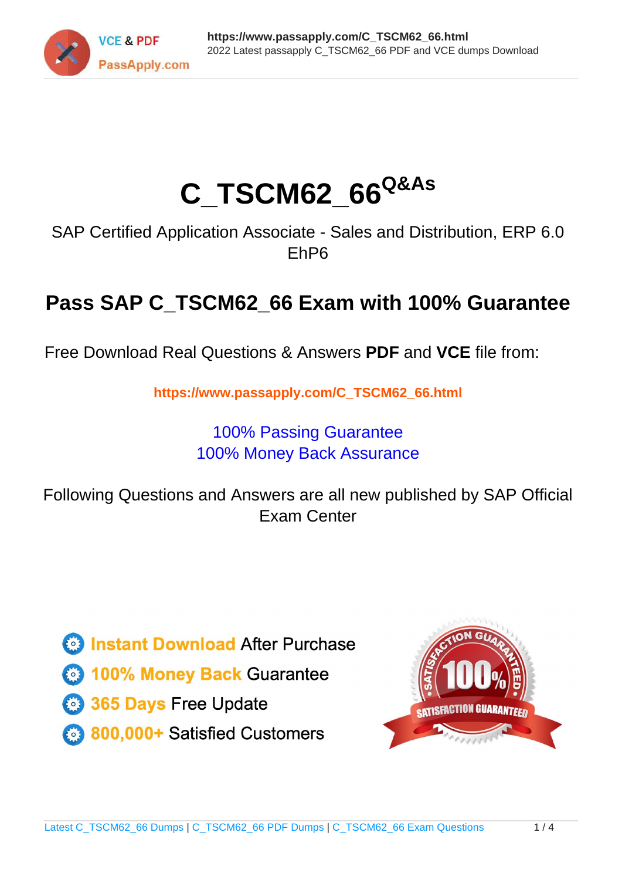# C_TSCM62_66 Q&As

SAP Certified Application Associate - Sales and Distribution, ERP 6.0 EhP6

## Pass SAP C_TSCM62_66 Exam with 100% Guarantee

Free Download Real Questions & Answers **PDF** and **VCE** file from:

**https://www.passapply.com/C_TSCM62_66.html**

100% Passing Guarantee
100% Money Back Assurance

Following Questions and Answers are all new published by SAP Official Exam Center

- Instant Download After Purchase
- 100% Money Back Guarantee
- 365 Days Free Update
- 800,000+ Satisfied Customers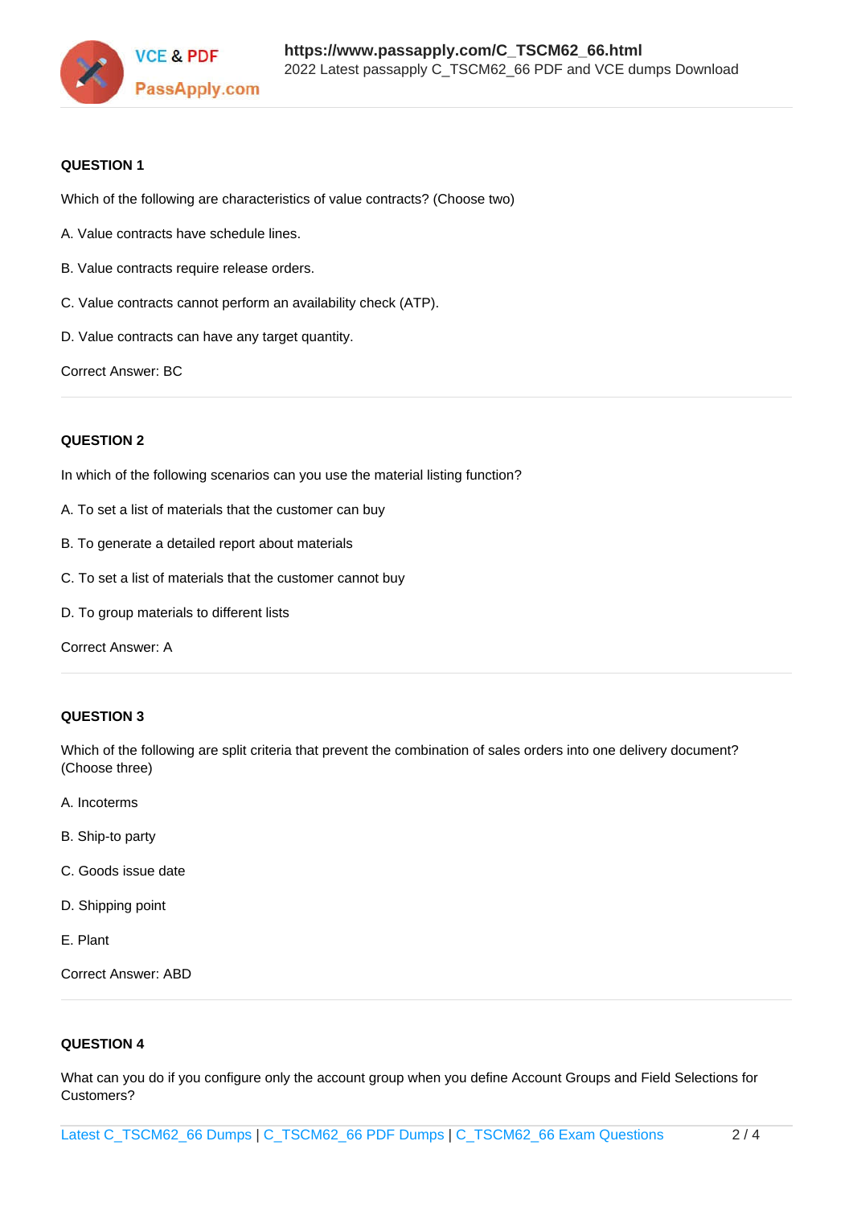**QUESTION 1**

Which of the following are characteristics of value contracts? (Choose two)

A. Value contracts have schedule lines.

B. Value contracts require release orders.

C. Value contracts cannot perform an availability check (ATP).

D. Value contracts can have any target quantity.

Correct Answer: BC

**QUESTION 2**

In which of the following scenarios can you use the material listing function?

A. To set a list of materials that the customer can buy

B. To generate a detailed report about materials

C. To set a list of materials that the customer cannot buy

D. To group materials to different lists

Correct Answer: A

**QUESTION 3**

Which of the following are split criteria that prevent the combination of sales orders into one delivery document? (Choose three)

A. Incoterms

B. Ship-to party

C. Goods issue date

D. Shipping point

E. Plant

Correct Answer: ABD

**QUESTION 4**

What can you do if you configure only the account group when you define Account Groups and Field Selections for Customers?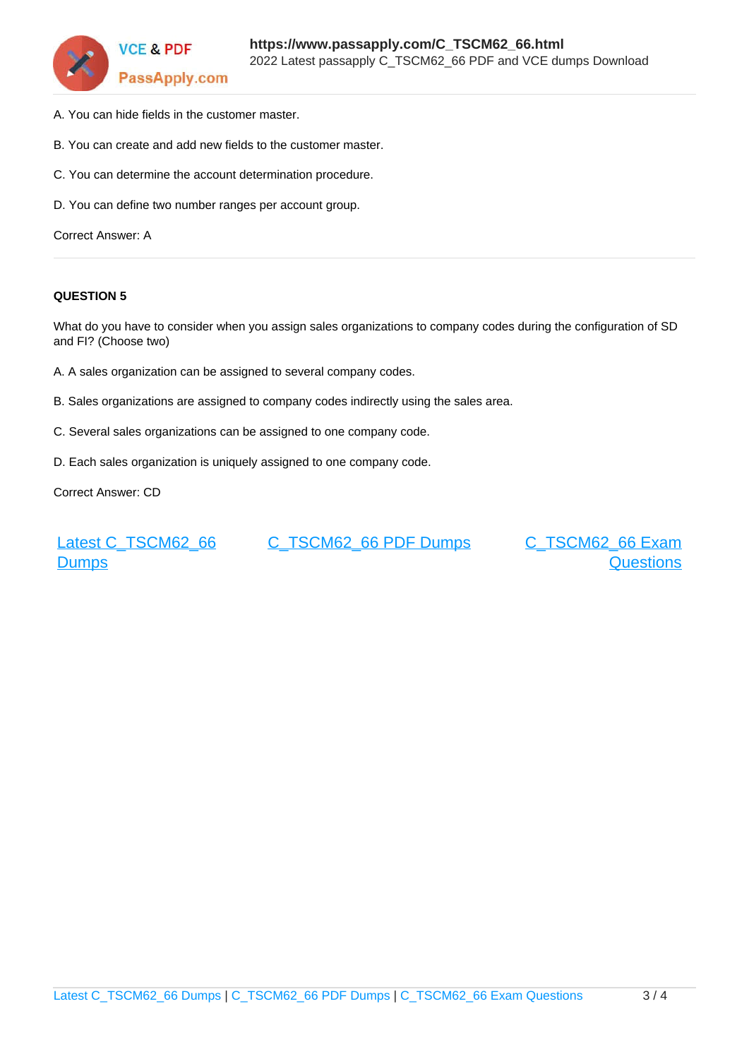A. You can hide fields in the customer master.

B. You can create and add new fields to the customer master.

C. You can determine the account determination procedure.

D. You can define two number ranges per account group.

Correct Answer: A

---

**QUESTION 5**

What do you have to consider when you assign sales organizations to company codes during the configuration of SD and FI? (Choose two)

A. A sales organization can be assigned to several company codes.

B. Sales organizations are assigned to company codes indirectly using the sales area.

C. Several sales organizations can be assigned to one company code.

D. Each sales organization is uniquely assigned to one company code.

Correct Answer: CD

Latest C_TSCM62_66 Dumps | C_TSCM62_66 PDF Dumps | C_TSCM62_66 Exam Questions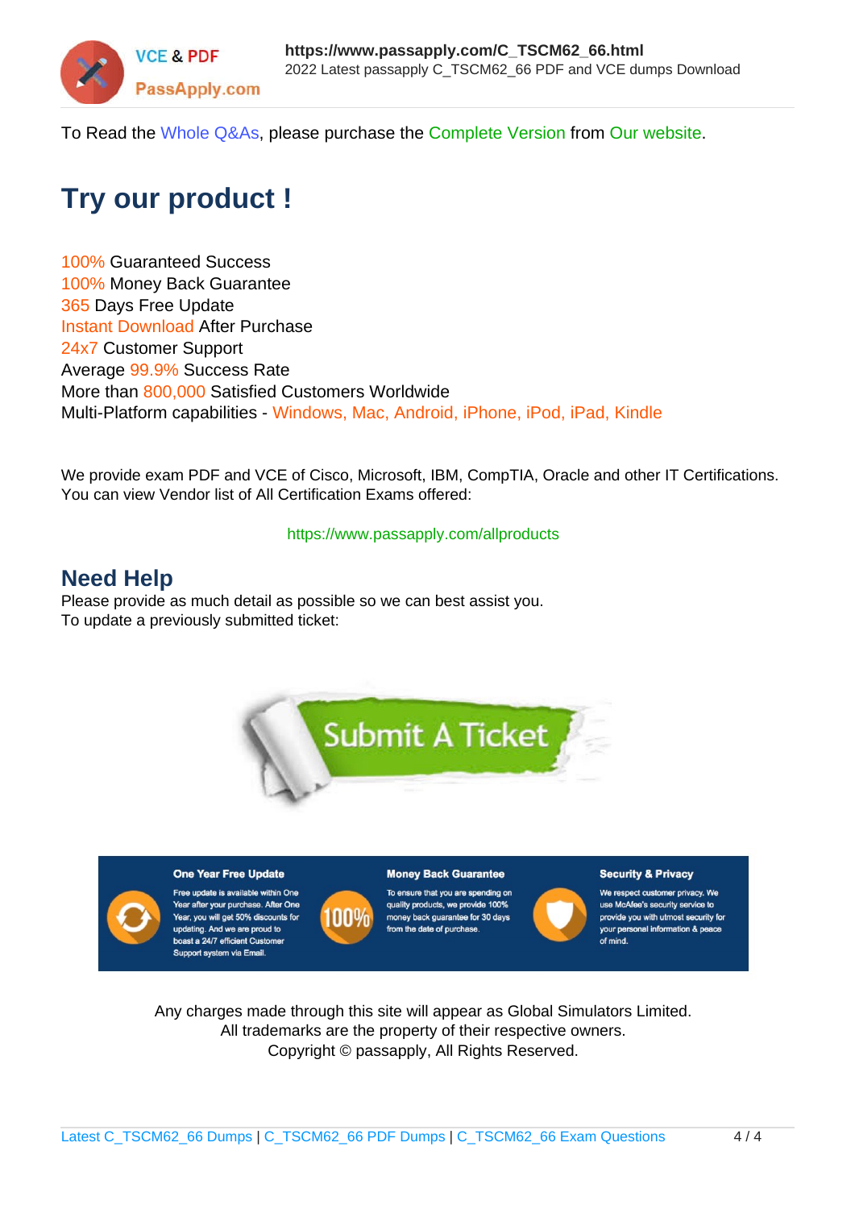To Read the Whole Q&As, please purchase the Complete Version from Our website.

# Try our product !

100% Guaranteed Success
100% Money Back Guarantee
365 Days Free Update
Instant Download After Purchase
24x7 Customer Support
Average 99.9% Success Rate
More than 800,000 Satisfied Customers Worldwide
Multi-Platform capabilities - Windows, Mac, Android, iPhone, iPod, iPad, Kindle

We provide exam PDF and VCE of Cisco, Microsoft, IBM, CompTIA, Oracle and other IT Certifications.
You can view Vendor list of All Certification Exams offered:

https://www.passapply.com/allproducts

## Need Help

Please provide as much detail as possible so we can best assist you.
To update a previously submitted ticket:

Submit A Ticket

**One Year Free Update**
Free update is available within One Year after your purchase. After One Year, you will get 50% discounts for updating. And we are proud to boast a 24/7 efficient Customer Support system via Email.

**Money Back Guarantee**
To ensure that you are spending on quality products, we provide 100% money back guarantee for 30 days from the date of purchase.

**Security & Privacy**
We respect customer privacy. We use McAfee's security service to provide you with utmost security for your personal information & peace of mind.

Any charges made through this site will appear as Global Simulators Limited.
All trademarks are the property of their respective owners.
Copyright © passapply, All Rights Reserved.